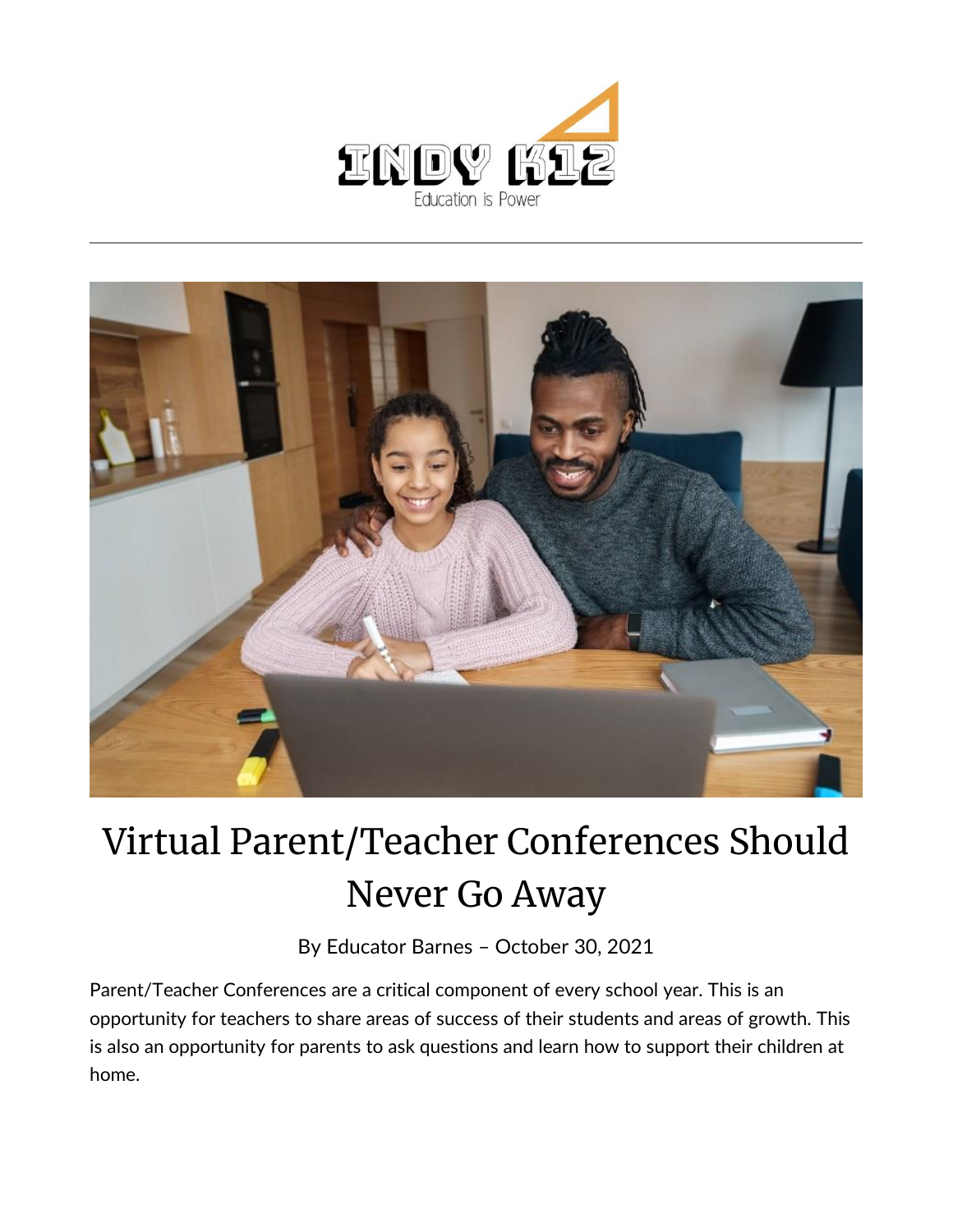# Virtual Parent/Teacher Conferences Should Never Go Away

By Educator Barnes – October 30, 2021

Parent/Teacher Conferences are a critical component of every school year. This is an opportunity for teachers to share areas of success of their students and areas of growth. This is also an opportunity for parents to ask questions and learn how to support their children at home.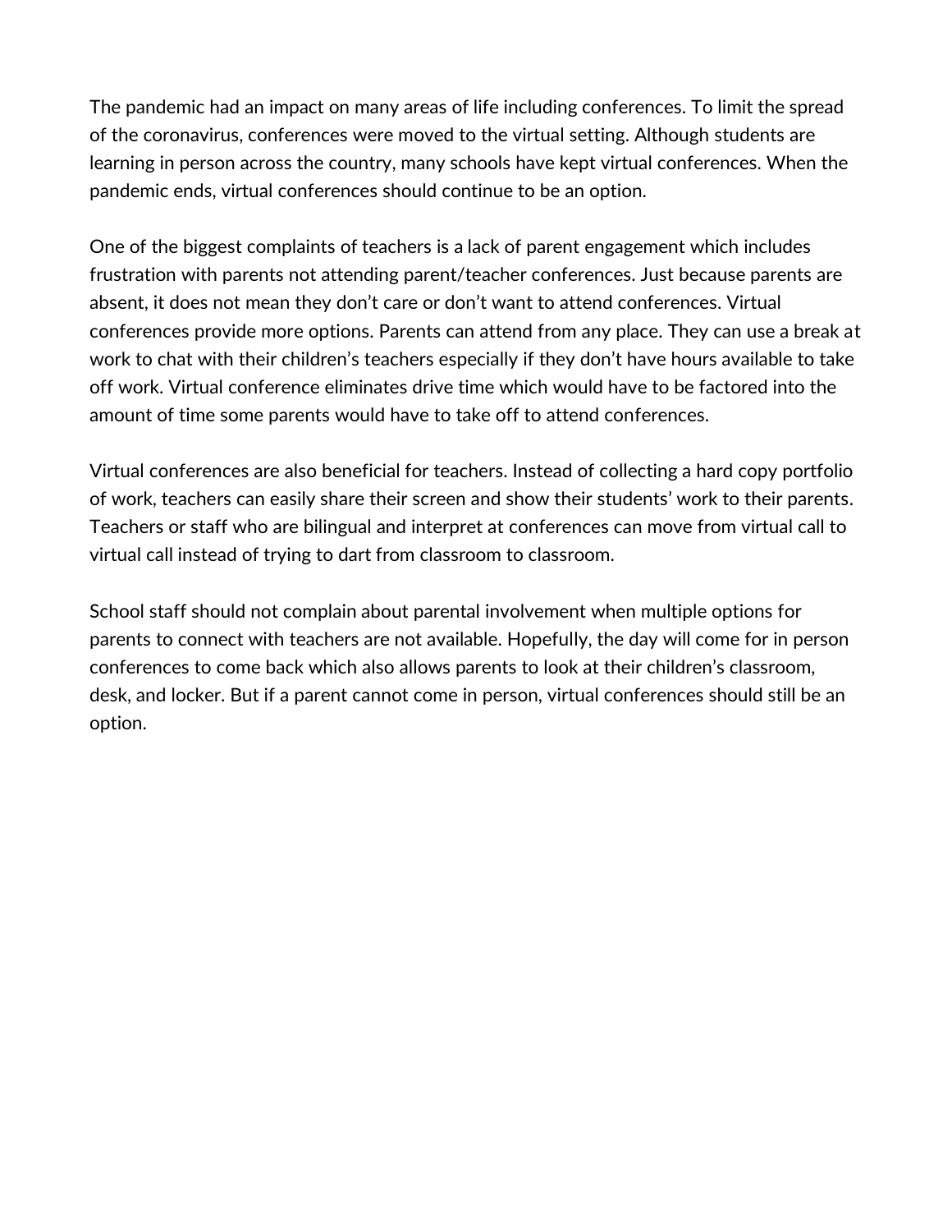The pandemic had an impact on many areas of life including conferences. To limit the spread of the coronavirus, conferences were moved to the virtual setting. Although students are learning in person across the country, many schools have kept virtual conferences. When the pandemic ends, virtual conferences should continue to be an option.

One of the biggest complaints of teachers is a lack of parent engagement which includes frustration with parents not attending parent/teacher conferences. Just because parents are absent, it does not mean they don't care or don't want to attend conferences. Virtual conferences provide more options. Parents can attend from any place. They can use a break at work to chat with their children's teachers especially if they don't have hours available to take off work. Virtual conference eliminates drive time which would have to be factored into the amount of time some parents would have to take off to attend conferences.

Virtual conferences are also beneficial for teachers. Instead of collecting a hard copy portfolio of work, teachers can easily share their screen and show their students' work to their parents. Teachers or staff who are bilingual and interpret at conferences can move from virtual call to virtual call instead of trying to dart from classroom to classroom.

School staff should not complain about parental involvement when multiple options for parents to connect with teachers are not available. Hopefully, the day will come for in person conferences to come back which also allows parents to look at their children's classroom, desk, and locker. But if a parent cannot come in person, virtual conferences should still be an option.